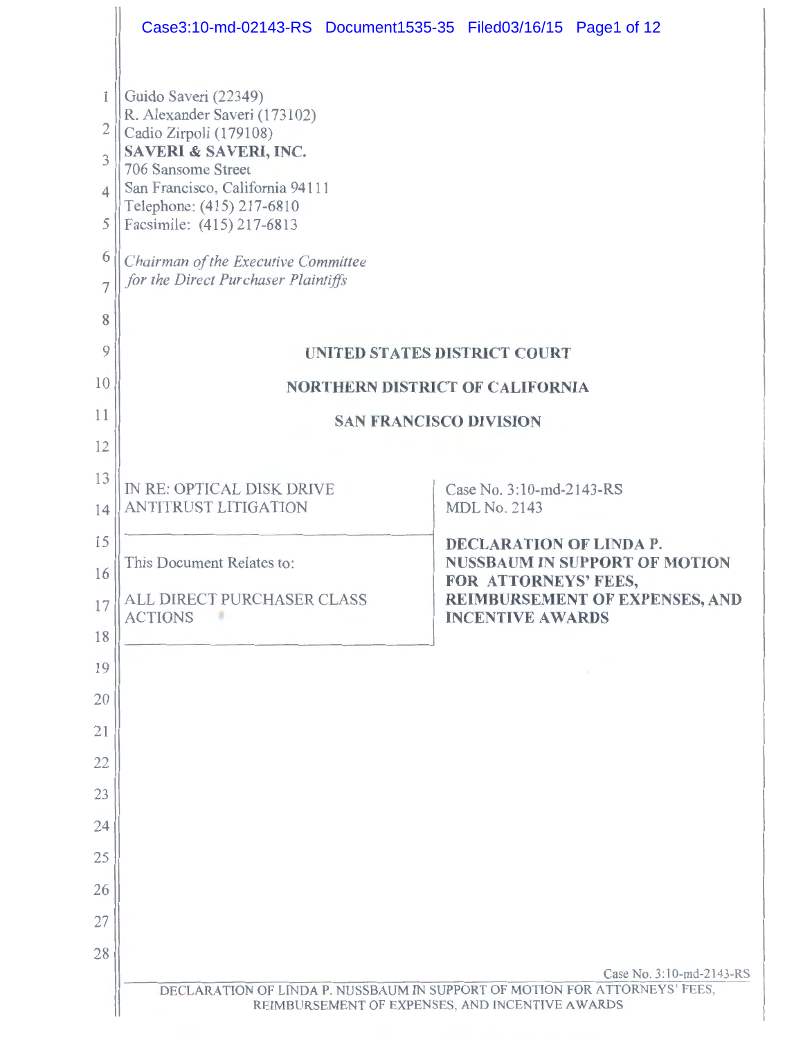Guido Saveri (22349)
R. Alexander Saveri (173102)
Cadio Zirpoli (179108)
**SAVERI & SAVERI, INC.**
706 Sansome Street
San Francisco, California 94111
Telephone: (415) 217-6810
Facsimile: (415) 217-6813

*Chairman of the Executive Committee for the Direct Purchaser Plaintiffs*

**UNITED STATES DISTRICT COURT**

**NORTHERN DISTRICT OF CALIFORNIA**

**SAN FRANCISCO DIVISION**

| | |
|---|---|
| IN RE: OPTICAL DISK DRIVE ANTITRUST LITIGATION | Case No. 3:10-md-2143-RS<br>MDL No. 2143 |
| This Document Relates to:<br><br>ALL DIRECT PURCHASER CLASS ACTIONS | **DECLARATION OF LINDA P. NUSSBAUM IN SUPPORT OF MOTION FOR ATTORNEYS' FEES, REIMBURSEMENT OF EXPENSES, AND INCENTIVE AWARDS** |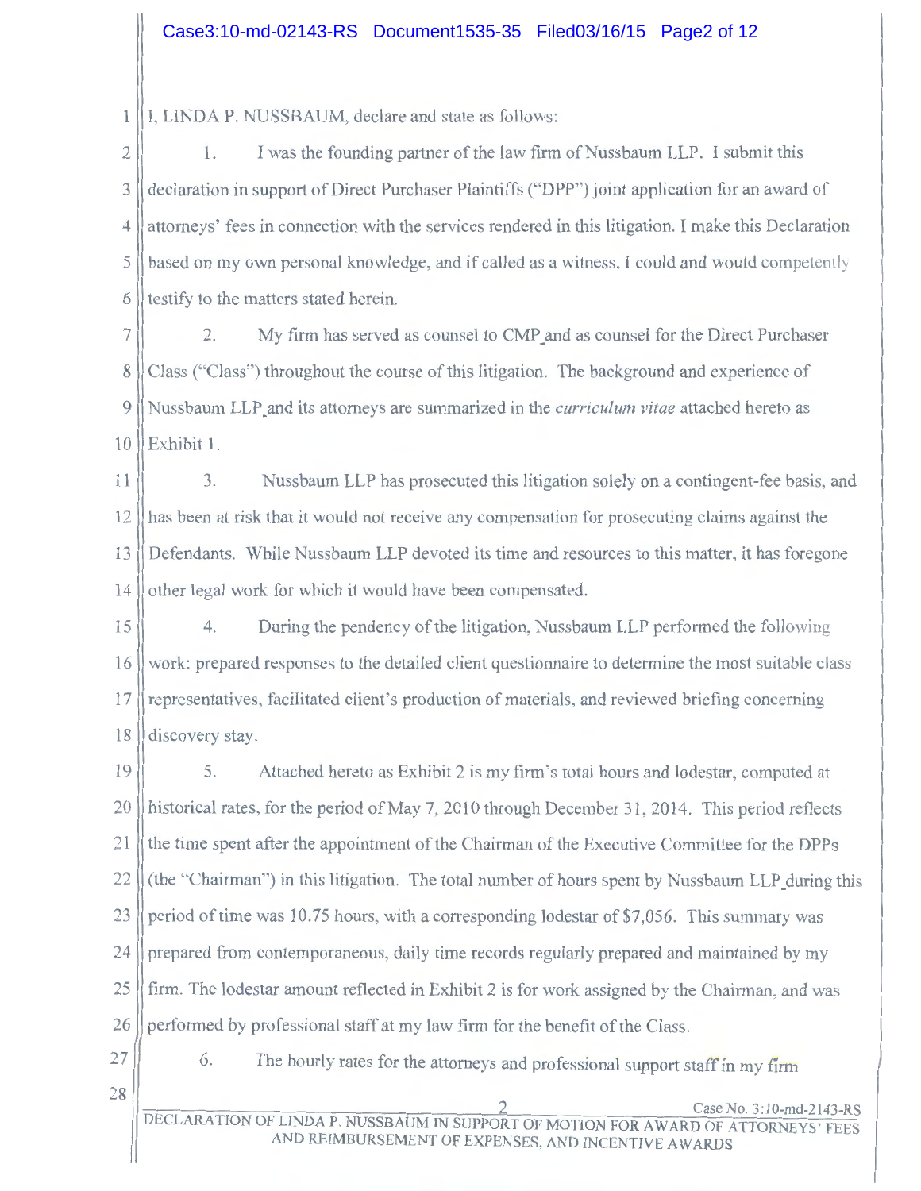I, LINDA P. NUSSBAUM, declare and state as follows:

1. I was the founding partner of the law firm of Nussbaum LLP. I submit this declaration in support of Direct Purchaser Plaintiffs ("DPP") joint application for an award of attorneys' fees in connection with the services rendered in this litigation. I make this Declaration based on my own personal knowledge, and if called as a witness, I could and would competently testify to the matters stated herein.

2. My firm has served as counsel to CMP and as counsel for the Direct Purchaser Class ("Class") throughout the course of this litigation. The background and experience of Nussbaum LLP and its attorneys are summarized in the *curriculum vitae* attached hereto as Exhibit 1.

3. Nussbaum LLP has prosecuted this litigation solely on a contingent-fee basis, and has been at risk that it would not receive any compensation for prosecuting claims against the Defendants. While Nussbaum LLP devoted its time and resources to this matter, it has foregone other legal work for which it would have been compensated.

4. During the pendency of the litigation, Nussbaum LLP performed the following work: prepared responses to the detailed client questionnaire to determine the most suitable class representatives, facilitated client's production of materials, and reviewed briefing concerning discovery stay.

5. Attached hereto as Exhibit 2 is my firm's total hours and lodestar, computed at historical rates, for the period of May 7, 2010 through December 31, 2014. This period reflects the time spent after the appointment of the Chairman of the Executive Committee for the DPPs (the "Chairman") in this litigation. The total number of hours spent by Nussbaum LLP during this period of time was 10.75 hours, with a corresponding lodestar of $7,056. This summary was prepared from contemporaneous, daily time records regularly prepared and maintained by my firm. The lodestar amount reflected in Exhibit 2 is for work assigned by the Chairman, and was performed by professional staff at my law firm for the benefit of the Class.

6. The hourly rates for the attorneys and professional support staff in my firm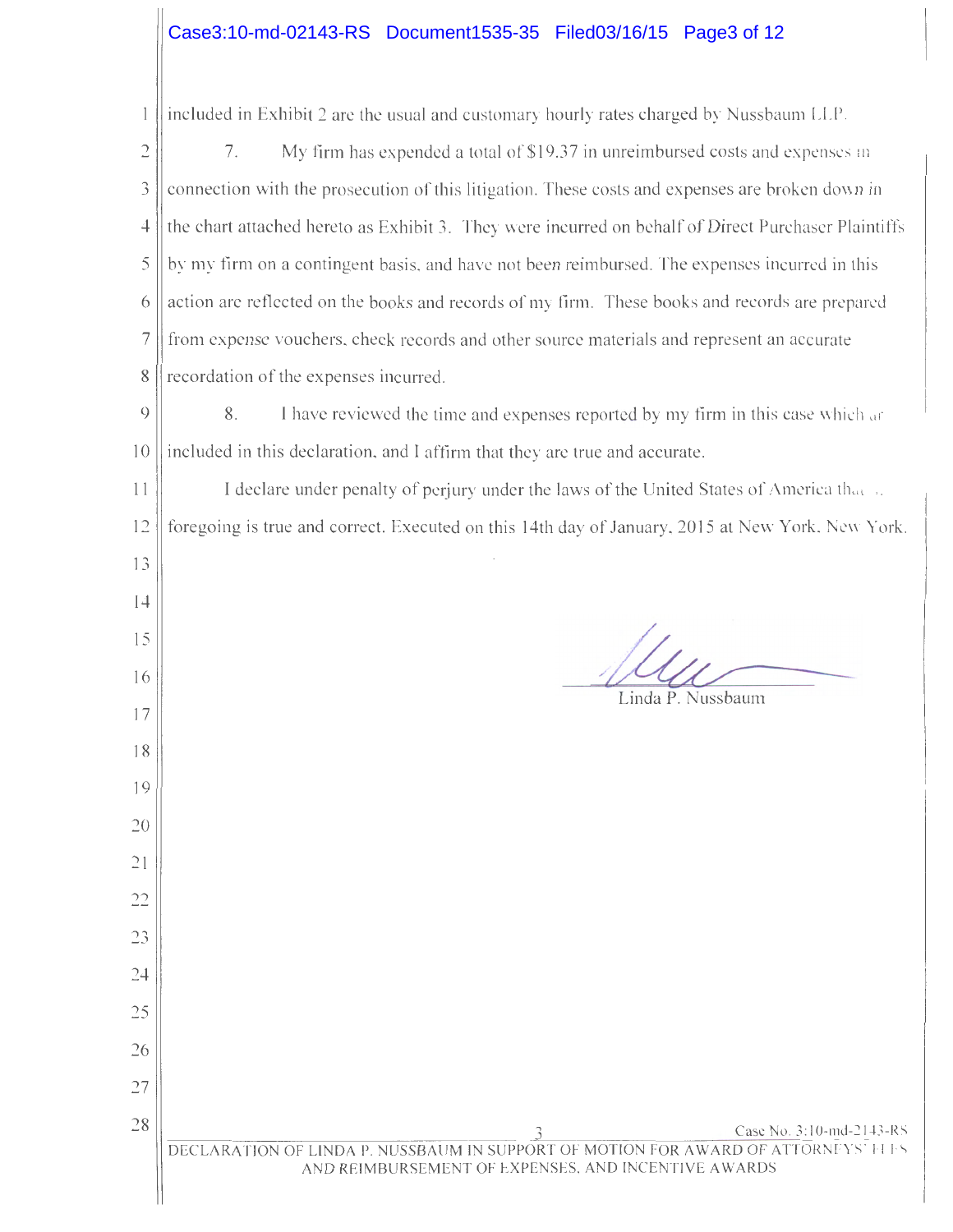included in Exhibit 2 are the usual and customary hourly rates charged by Nussbaum LLP.

7. My firm has expended a total of $19.37 in unreimbursed costs and expenses in connection with the prosecution of this litigation. These costs and expenses are broken down in the chart attached hereto as Exhibit 3. They were incurred on behalf of Direct Purchaser Plaintiffs by my firm on a contingent basis, and have not been reimbursed. The expenses incurred in this action are reflected on the books and records of my firm. These books and records are prepared from expense vouchers, check records and other source materials and represent an accurate recordation of the expenses incurred.

8. I have reviewed the time and expenses reported by my firm in this case which are included in this declaration, and I affirm that they are true and accurate.

I declare under penalty of perjury under the laws of the United States of America that the foregoing is true and correct. Executed on this 14th day of January, 2015 at New York, New York.

Linda P. Nussbaum

Case No. 3:10-md-2143-RS

DECLARATION OF LINDA P. NUSSBAUM IN SUPPORT OF MOTION FOR AWARD OF ATTORNEYS' FEES AND REIMBURSEMENT OF EXPENSES, AND INCENTIVE AWARDS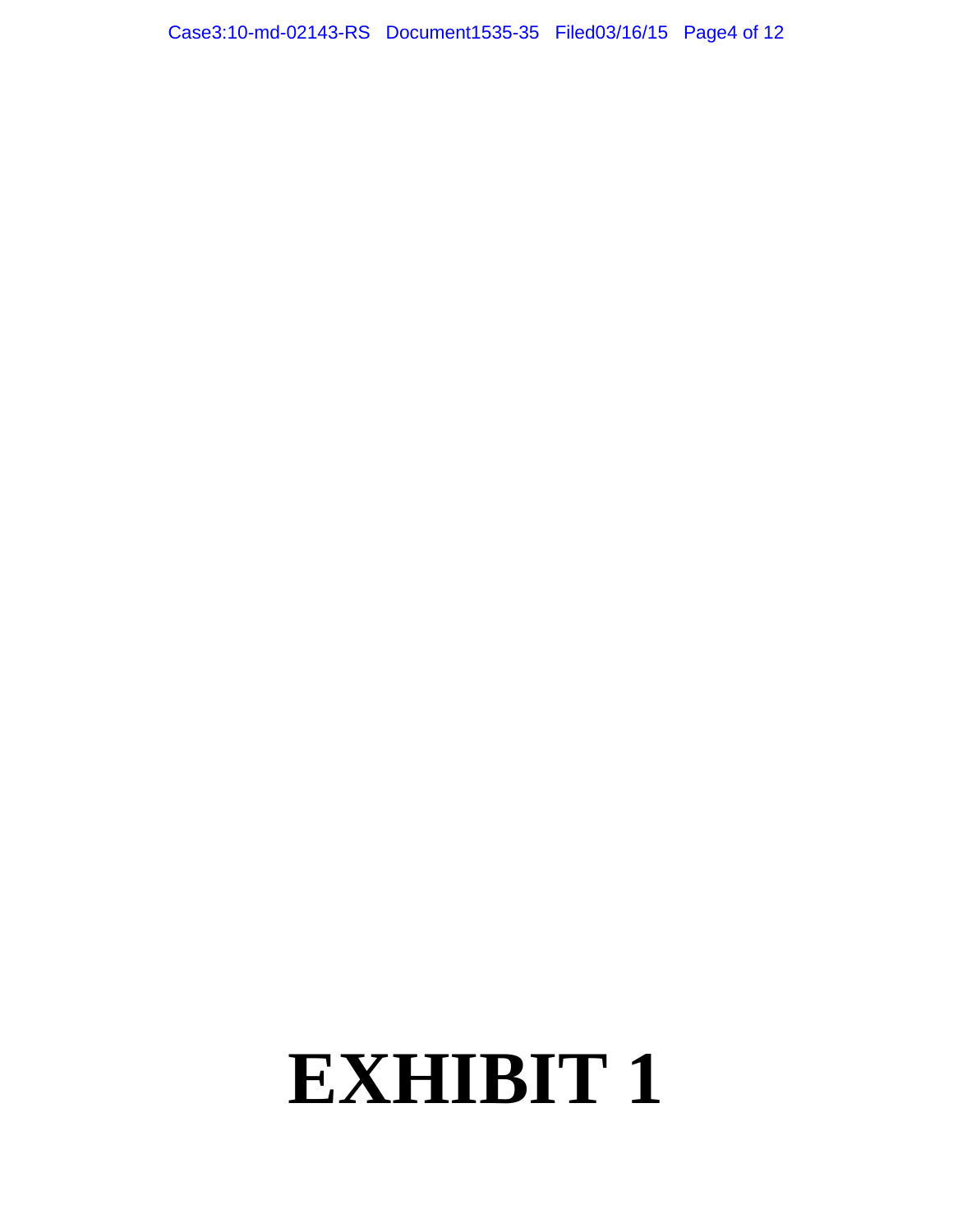# EXHIBIT 1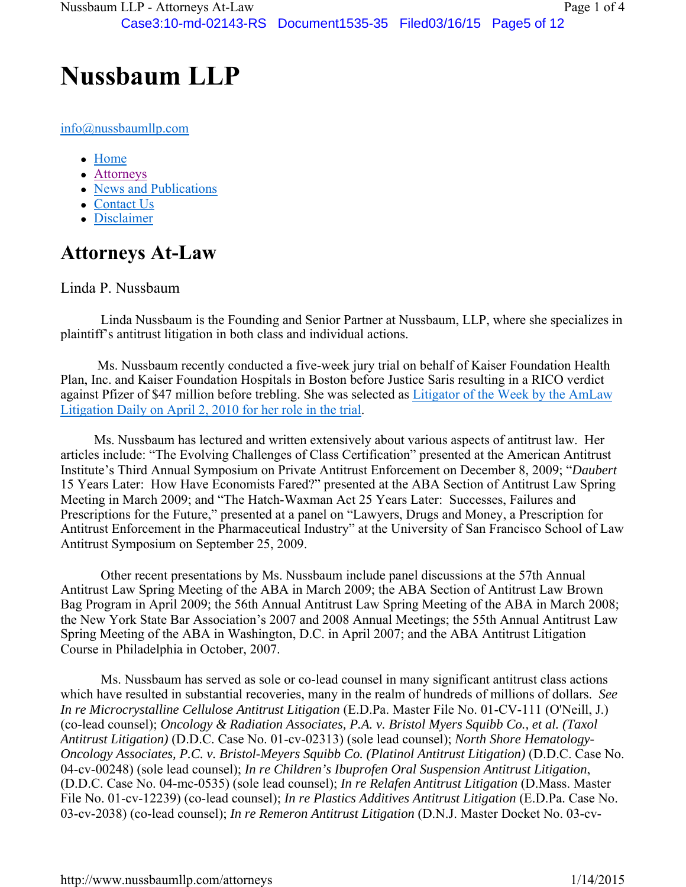# Nussbaum LLP

info@nussbaumllp.com

- Home
- Attorneys
- News and Publications
- Contact Us
- Disclaimer

## Attorneys At-Law

### Linda P. Nussbaum

Linda Nussbaum is the Founding and Senior Partner at Nussbaum, LLP, where she specializes in plaintiff's antitrust litigation in both class and individual actions.

Ms. Nussbaum recently conducted a five-week jury trial on behalf of Kaiser Foundation Health Plan, Inc. and Kaiser Foundation Hospitals in Boston before Justice Saris resulting in a RICO verdict against Pfizer of $47 million before trebling. She was selected as Litigator of the Week by the AmLaw Litigation Daily on April 2, 2010 for her role in the trial.

Ms. Nussbaum has lectured and written extensively about various aspects of antitrust law. Her articles include: "The Evolving Challenges of Class Certification" presented at the American Antitrust Institute's Third Annual Symposium on Private Antitrust Enforcement on December 8, 2009; "*Daubert* 15 Years Later: How Have Economists Fared?" presented at the ABA Section of Antitrust Law Spring Meeting in March 2009; and "The Hatch-Waxman Act 25 Years Later: Successes, Failures and Prescriptions for the Future," presented at a panel on "Lawyers, Drugs and Money, a Prescription for Antitrust Enforcement in the Pharmaceutical Industry" at the University of San Francisco School of Law Antitrust Symposium on September 25, 2009.

Other recent presentations by Ms. Nussbaum include panel discussions at the 57th Annual Antitrust Law Spring Meeting of the ABA in March 2009; the ABA Section of Antitrust Law Brown Bag Program in April 2009; the 56th Annual Antitrust Law Spring Meeting of the ABA in March 2008; the New York State Bar Association's 2007 and 2008 Annual Meetings; the 55th Annual Antitrust Law Spring Meeting of the ABA in Washington, D.C. in April 2007; and the ABA Antitrust Litigation Course in Philadelphia in October, 2007.

Ms. Nussbaum has served as sole or co-lead counsel in many significant antitrust class actions which have resulted in substantial recoveries, many in the realm of hundreds of millions of dollars. *See In re Microcrystalline Cellulose Antitrust Litigation* (E.D.Pa. Master File No. 01-CV-111 (O'Neill, J.) (co-lead counsel); *Oncology & Radiation Associates, P.A. v. Bristol Myers Squibb Co., et al. (Taxol Antitrust Litigation)* (D.D.C. Case No. 01-cv-02313) (sole lead counsel); *North Shore Hematology-Oncology Associates, P.C. v. Bristol-Meyers Squibb Co. (Platinol Antitrust Litigation)* (D.D.C. Case No. 04-cv-00248) (sole lead counsel); *In re Children's Ibuprofen Oral Suspension Antitrust Litigation*, (D.D.C. Case No. 04-mc-0535) (sole lead counsel); *In re Relafen Antitrust Litigation* (D.Mass. Master File No. 01-cv-12239) (co-lead counsel); *In re Plastics Additives Antitrust Litigation* (E.D.Pa. Case No. 03-cv-2038) (co-lead counsel); *In re Remeron Antitrust Litigation* (D.N.J. Master Docket No. 03-cv-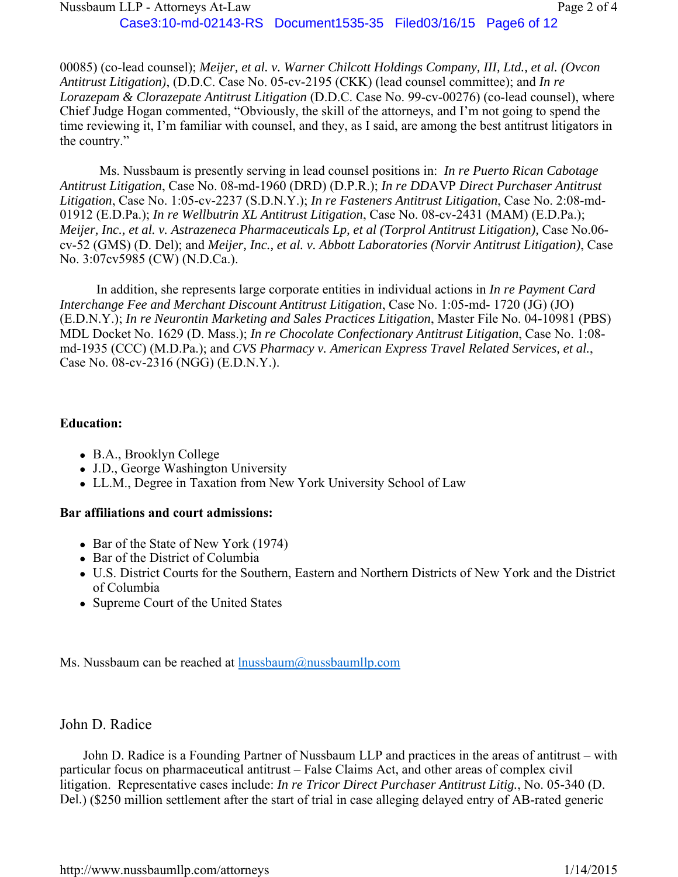00085) (co-lead counsel); *Meijer, et al. v. Warner Chilcott Holdings Company, III, Ltd., et al. (Ovcon Antitrust Litigation)*, (D.D.C. Case No. 05-cv-2195 (CKK) (lead counsel committee); and *In re Lorazepam & Clorazepate Antitrust Litigation* (D.D.C. Case No. 99-cv-00276) (co-lead counsel), where Chief Judge Hogan commented, "Obviously, the skill of the attorneys, and I'm not going to spend the time reviewing it, I'm familiar with counsel, and they, as I said, are among the best antitrust litigators in the country."

Ms. Nussbaum is presently serving in lead counsel positions in: *In re Puerto Rican Cabotage Antitrust Litigation*, Case No. 08-md-1960 (DRD) (D.P.R.); *In re DDAVP Direct Purchaser Antitrust Litigation*, Case No. 1:05-cv-2237 (S.D.N.Y.); *In re Fasteners Antitrust Litigation*, Case No. 2:08-md-01912 (E.D.Pa.); *In re Wellbutrin XL Antitrust Litigation*, Case No. 08-cv-2431 (MAM) (E.D.Pa.); *Meijer, Inc., et al. v. Astrazeneca Pharmaceuticals Lp, et al (Torprol Antitrust Litigation),* Case No.06-cv-52 (GMS) (D. Del); and *Meijer, Inc., et al. v. Abbott Laboratories (Norvir Antitrust Litigation)*, Case No. 3:07cv5985 (CW) (N.D.Ca.).

In addition, she represents large corporate entities in individual actions in *In re Payment Card Interchange Fee and Merchant Discount Antitrust Litigation*, Case No. 1:05-md- 1720 (JG) (JO) (E.D.N.Y.); *In re Neurontin Marketing and Sales Practices Litigation*, Master File No. 04-10981 (PBS) MDL Docket No. 1629 (D. Mass.); *In re Chocolate Confectionary Antitrust Litigation*, Case No. 1:08-md-1935 (CCC) (M.D.Pa.); and *CVS Pharmacy v. American Express Travel Related Services, et al.*, Case No. 08-cv-2316 (NGG) (E.D.N.Y.).

**Education:**

- B.A., Brooklyn College
- J.D., George Washington University
- LL.M., Degree in Taxation from New York University School of Law

**Bar affiliations and court admissions:**

- Bar of the State of New York (1974)
- Bar of the District of Columbia
- U.S. District Courts for the Southern, Eastern and Northern Districts of New York and the District of Columbia
- Supreme Court of the United States

Ms. Nussbaum can be reached at lnussbaum@nussbaumllp.com

## John D. Radice

John D. Radice is a Founding Partner of Nussbaum LLP and practices in the areas of antitrust – with particular focus on pharmaceutical antitrust – False Claims Act, and other areas of complex civil litigation. Representative cases include: *In re Tricor Direct Purchaser Antitrust Litig.*, No. 05-340 (D. Del.) ($250 million settlement after the start of trial in case alleging delayed entry of AB-rated generic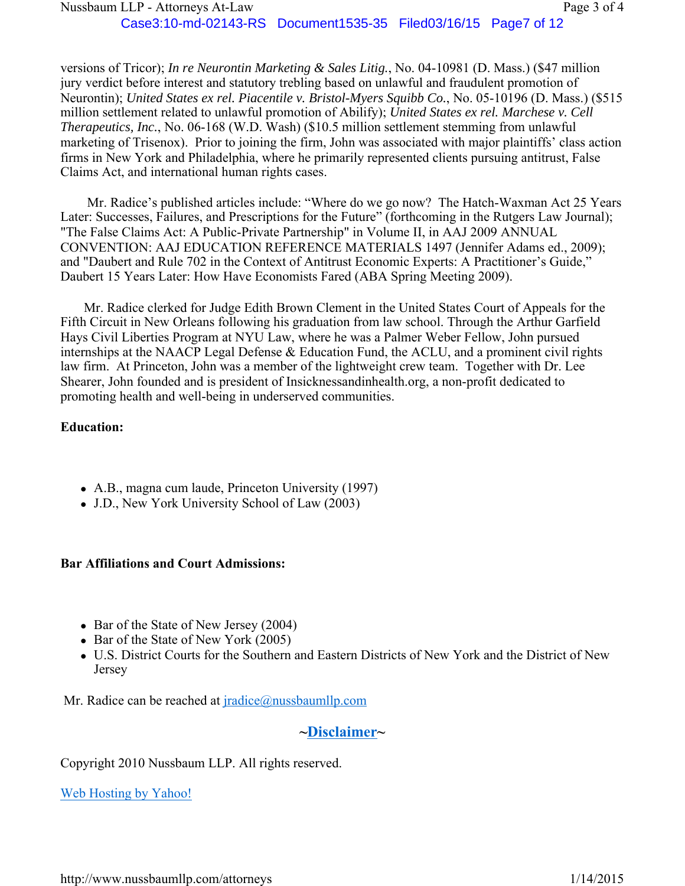versions of Tricor); *In re Neurontin Marketing & Sales Litig.*, No. 04-10981 (D. Mass.) ($47 million jury verdict before interest and statutory trebling based on unlawful and fraudulent promotion of Neurontin); *United States ex rel. Piacentile v. Bristol-Myers Squibb Co.*, No. 05-10196 (D. Mass.) ($515 million settlement related to unlawful promotion of Abilify); *United States ex rel. Marchese v. Cell Therapeutics, Inc.*, No. 06-168 (W.D. Wash) ($10.5 million settlement stemming from unlawful marketing of Trisenox). Prior to joining the firm, John was associated with major plaintiffs' class action firms in New York and Philadelphia, where he primarily represented clients pursuing antitrust, False Claims Act, and international human rights cases.

Mr. Radice's published articles include: "Where do we go now? The Hatch-Waxman Act 25 Years Later: Successes, Failures, and Prescriptions for the Future" (forthcoming in the Rutgers Law Journal); "The False Claims Act: A Public-Private Partnership" in Volume II, in AAJ 2009 ANNUAL CONVENTION: AAJ EDUCATION REFERENCE MATERIALS 1497 (Jennifer Adams ed., 2009); and "Daubert and Rule 702 in the Context of Antitrust Economic Experts: A Practitioner's Guide," Daubert 15 Years Later: How Have Economists Fared (ABA Spring Meeting 2009).

Mr. Radice clerked for Judge Edith Brown Clement in the United States Court of Appeals for the Fifth Circuit in New Orleans following his graduation from law school. Through the Arthur Garfield Hays Civil Liberties Program at NYU Law, where he was a Palmer Weber Fellow, John pursued internships at the NAACP Legal Defense & Education Fund, the ACLU, and a prominent civil rights law firm. At Princeton, John was a member of the lightweight crew team. Together with Dr. Lee Shearer, John founded and is president of Insicknessandinhealth.org, a non-profit dedicated to promoting health and well-being in underserved communities.

**Education:**

- A.B., magna cum laude, Princeton University (1997)
- J.D., New York University School of Law (2003)

**Bar Affiliations and Court Admissions:**

- Bar of the State of New Jersey (2004)
- Bar of the State of New York (2005)
- U.S. District Courts for the Southern and Eastern Districts of New York and the District of New Jersey

Mr. Radice can be reached at jradice@nussbaumllp.com

~**Disclaimer**~

Copyright 2010 Nussbaum LLP. All rights reserved.

Web Hosting by Yahoo!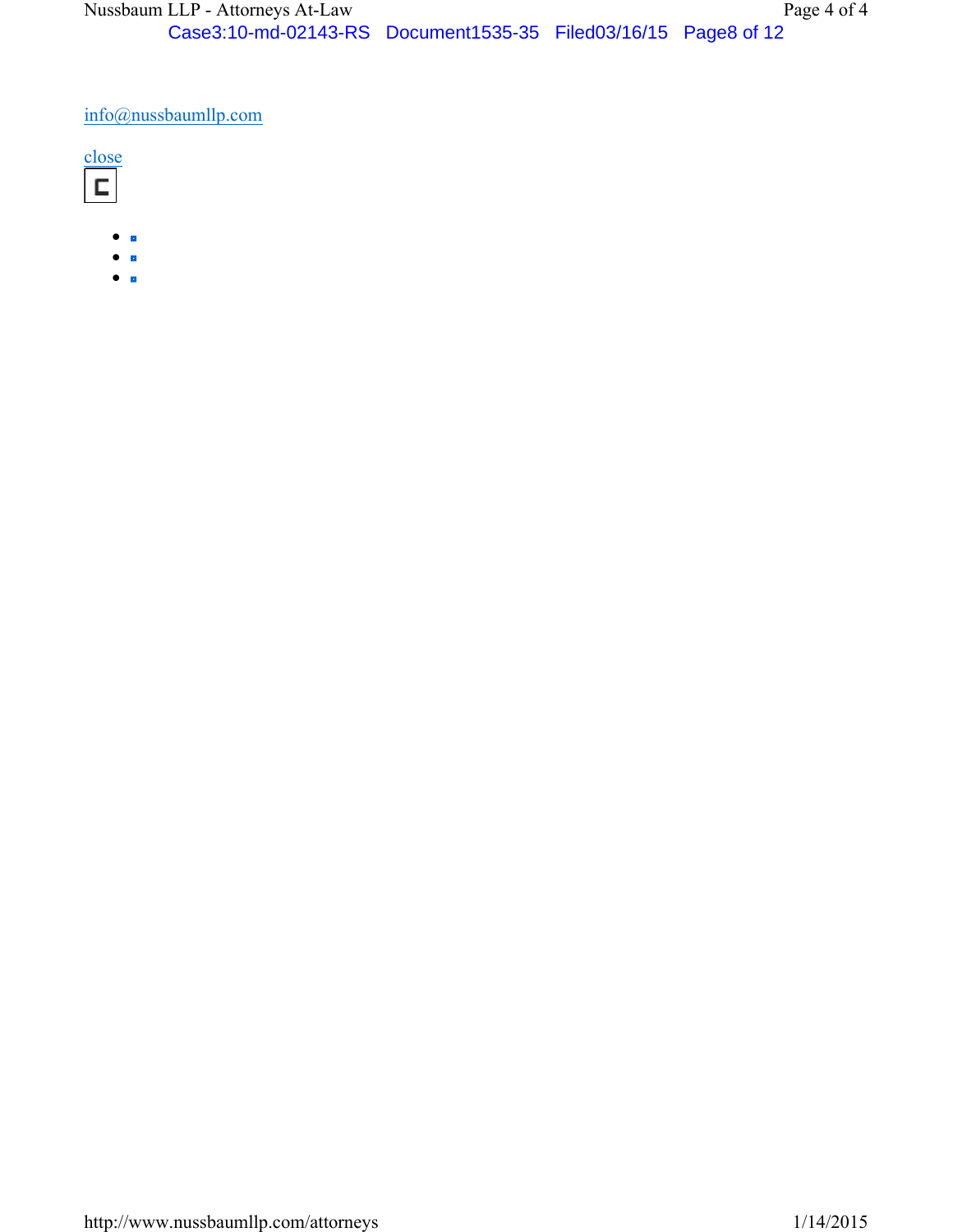info@nussbaumllp.com

close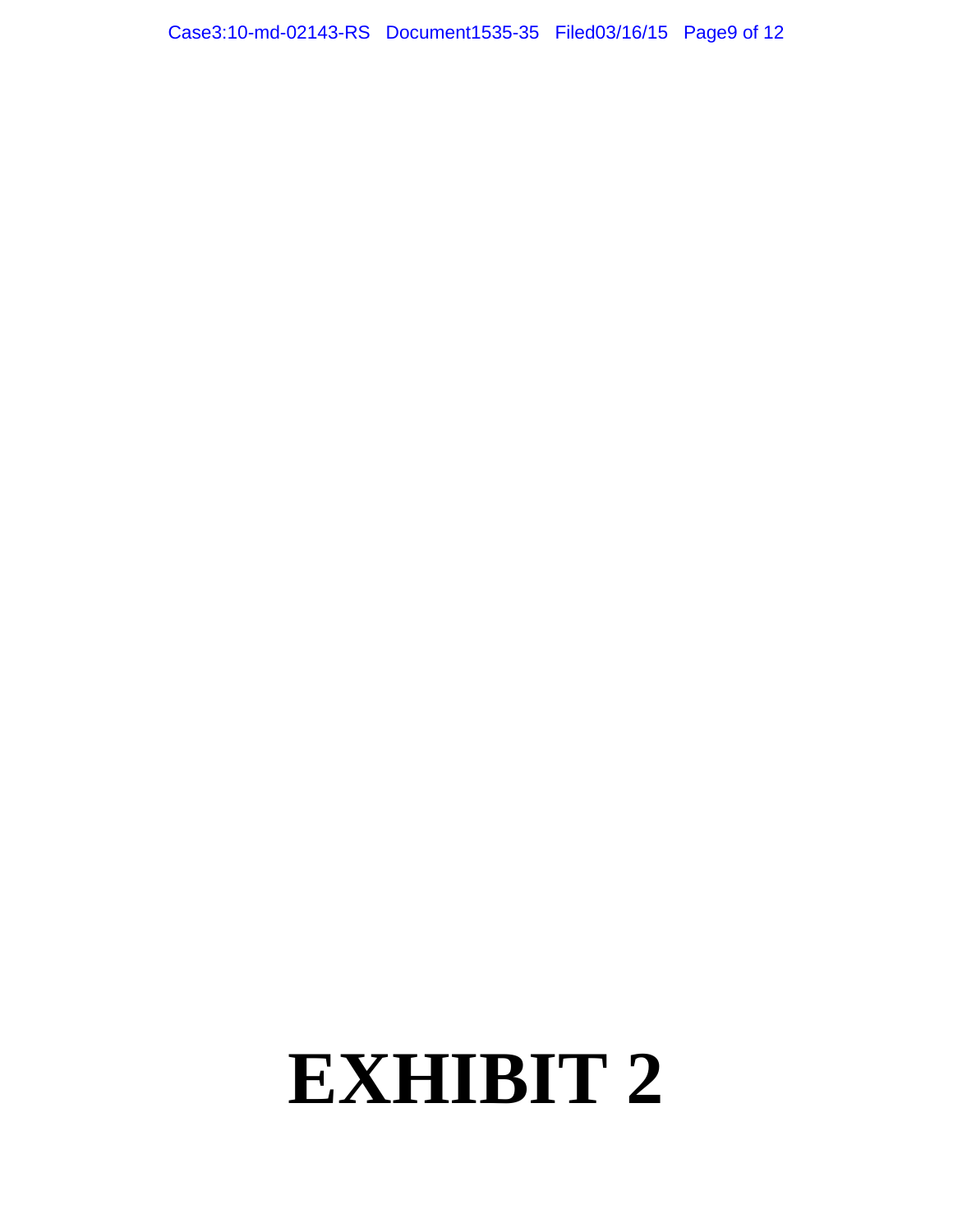# EXHIBIT 2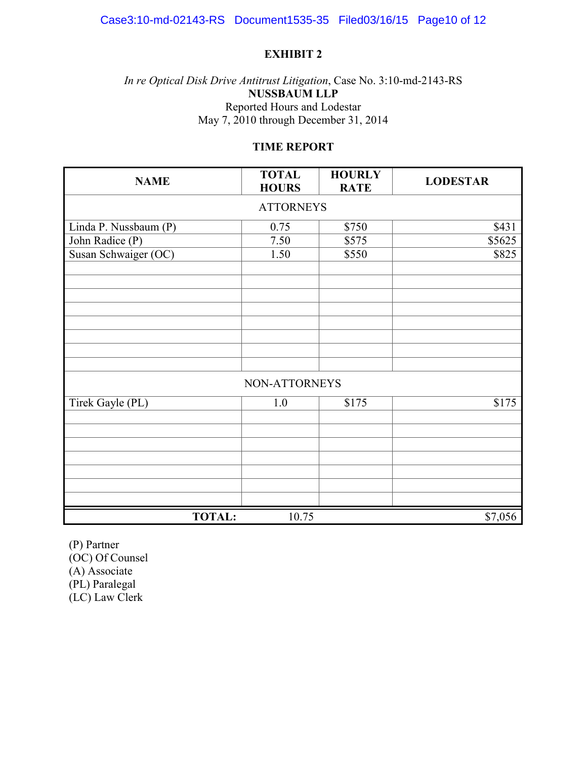**EXHIBIT 2**

*In re Optical Disk Drive Antitrust Litigation*, Case No. 3:10-md-2143-RS
**NUSSBAUM LLP**
Reported Hours and Lodestar
May 7, 2010 through December 31, 2014

**TIME REPORT**

| NAME | TOTAL HOURS | HOURLY RATE | LODESTAR |
|---|---|---|---|
| ATTORNEYS | | | |
| Linda P. Nussbaum (P) | 0.75 | $750 | $431 |
| John Radice (P) | 7.50 | $575 | $5625 |
| Susan Schwaiger (OC) | 1.50 | $550 | $825 |
| | | | |
| | | | |
| | | | |
| | | | |
| | | | |
| | | | |
| | | | |
| | | | |
| NON-ATTORNEYS | | | |
| Tirek Gayle (PL) | 1.0 | $175 | $175 |
| | | | |
| | | | |
| | | | |
| | | | |
| | | | |
| | | | |
| | | | |
| **TOTAL:** | 10.75 | | $7,056 |

(P) Partner
(OC) Of Counsel
(A) Associate
(PL) Paralegal
(LC) Law Clerk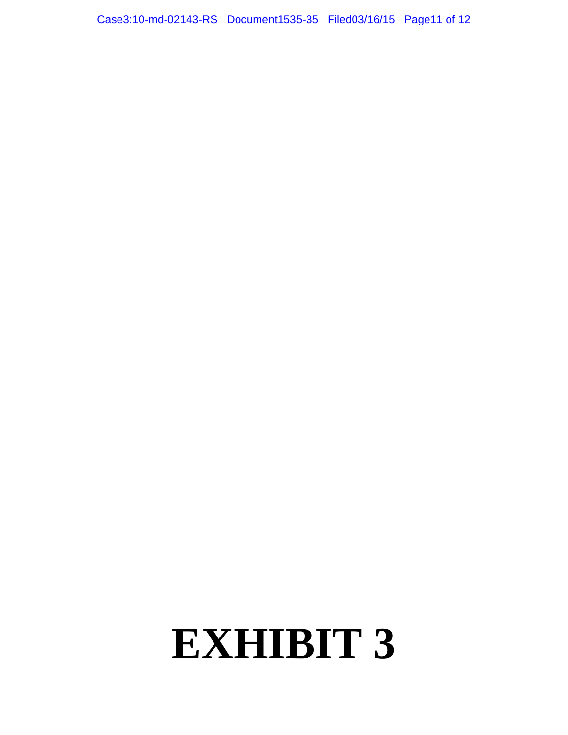# EXHIBIT 3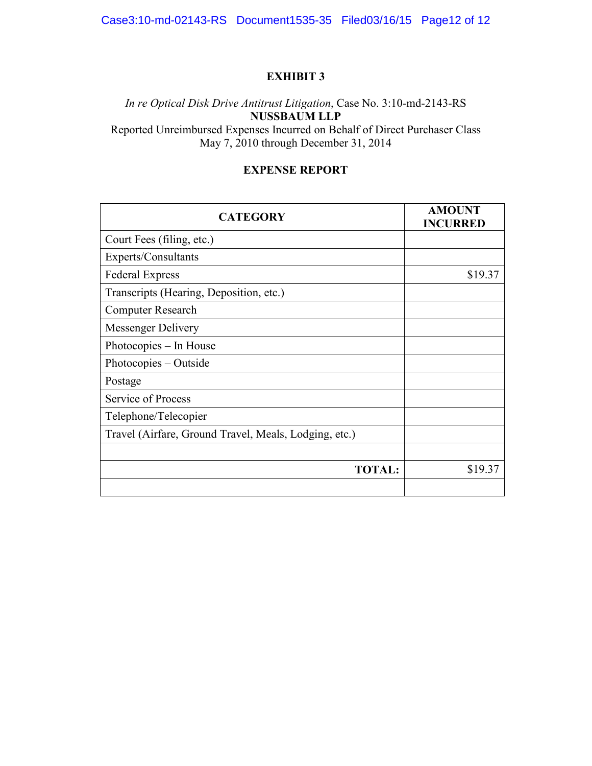**EXHIBIT 3**

*In re Optical Disk Drive Antitrust Litigation*, Case No. 3:10-md-2143-RS
**NUSSBAUM LLP**
Reported Unreimbursed Expenses Incurred on Behalf of Direct Purchaser Class
May 7, 2010 through December 31, 2014

**EXPENSE REPORT**

| CATEGORY | AMOUNT INCURRED |
|---|---|
| Court Fees (filing, etc.) | |
| Experts/Consultants | |
| Federal Express | $19.37 |
| Transcripts (Hearing, Deposition, etc.) | |
| Computer Research | |
| Messenger Delivery | |
| Photocopies – In House | |
| Photocopies – Outside | |
| Postage | |
| Service of Process | |
| Telephone/Telecopier | |
| Travel (Airfare, Ground Travel, Meals, Lodging, etc.) | |
| | |
| **TOTAL:** | $19.37 |
| | |